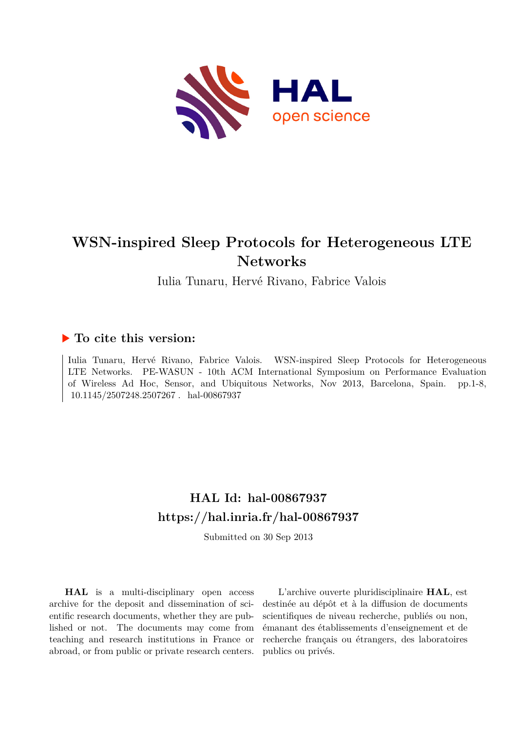# WSN-inspired Sleep Protocols for Heterogeneous LTE Networks

Iulia Tunaru, Hervé Rivano, Fabrice Valois

## ▶ To cite this version:

Iulia Tunaru, Hervé Rivano, Fabrice Valois. WSN-inspired Sleep Protocols for Heterogeneous LTE Networks. PE-WASUN - 10th ACM International Symposium on Performance Evaluation of Wireless Ad Hoc, Sensor, and Ubiquitous Networks, Nov 2013, Barcelona, Spain. pp.1-8, 10.1145/2507248.2507267 . hal-00867937

## HAL Id: hal-00867937
## https://hal.inria.fr/hal-00867937

Submitted on 30 Sep 2013

**HAL** is a multi-disciplinary open access archive for the deposit and dissemination of scientific research documents, whether they are published or not. The documents may come from teaching and research institutions in France or abroad, or from public or private research centers.

L'archive ouverte pluridisciplinaire **HAL**, est destinée au dépôt et à la diffusion de documents scientifiques de niveau recherche, publiés ou non, émanant des établissements d'enseignement et de recherche français ou étrangers, des laboratoires publics ou privés.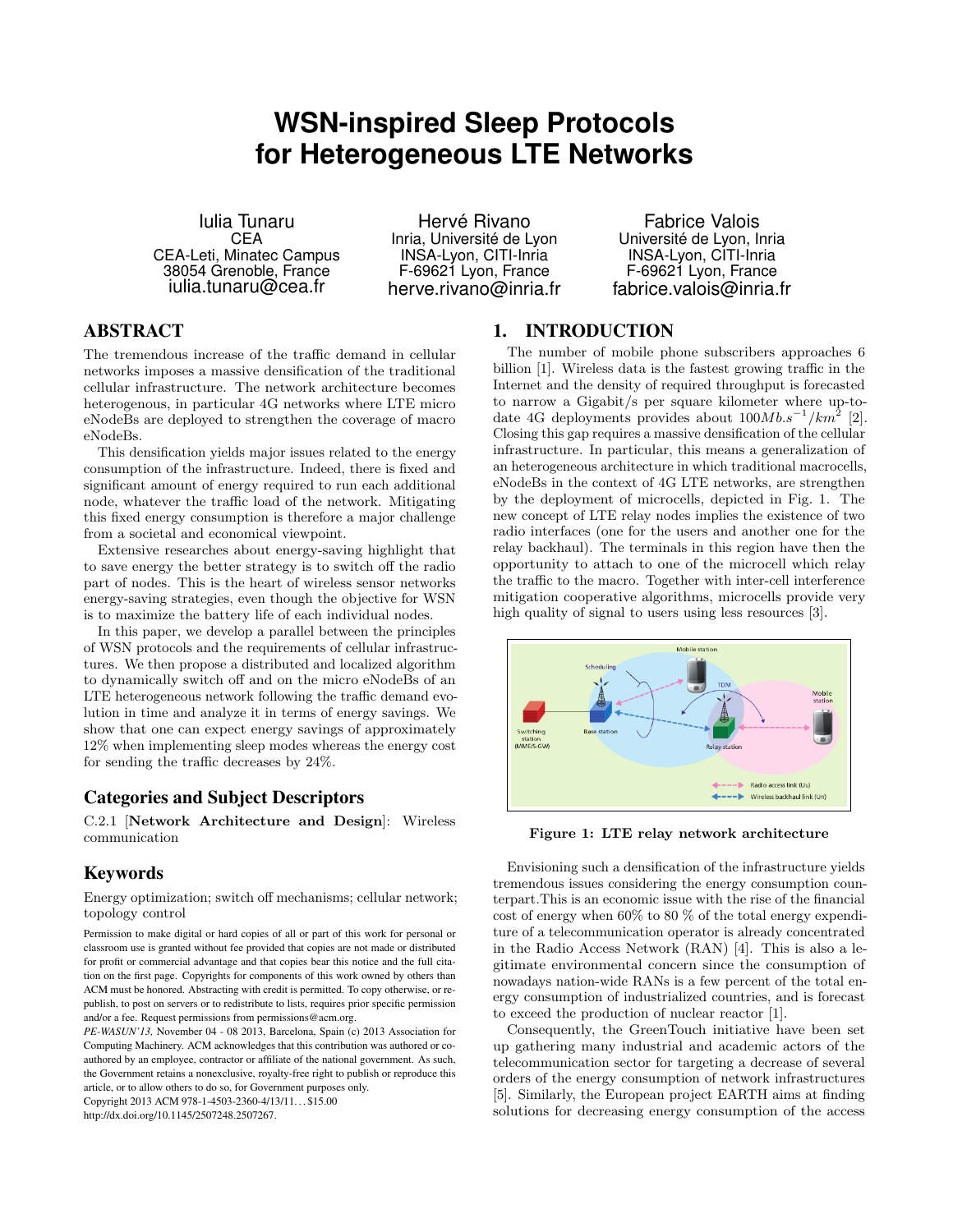# WSN-inspired Sleep Protocols for Heterogeneous LTE Networks

Iulia Tunaru
CEA
CEA-Leti, Minatec Campus
38054 Grenoble, France
iulia.tunaru@cea.fr

Hervé Rivano
Inria, Université de Lyon
INSA-Lyon, CITI-Inria
F-69621 Lyon, France
herve.rivano@inria.fr

Fabrice Valois
Université de Lyon, Inria
INSA-Lyon, CITI-Inria
F-69621 Lyon, France
fabrice.valois@inria.fr

## ABSTRACT

The tremendous increase of the traffic demand in cellular networks imposes a massive densification of the traditional cellular infrastructure. The network architecture becomes heterogenous, in particular 4G networks where LTE micro eNodeBs are deployed to strengthen the coverage of macro eNodeBs.

This densification yields major issues related to the energy consumption of the infrastructure. Indeed, there is fixed and significant amount of energy required to run each additional node, whatever the traffic load of the network. Mitigating this fixed energy consumption is therefore a major challenge from a societal and economical viewpoint.

Extensive researches about energy-saving highlight that to save energy the better strategy is to switch off the radio part of nodes. This is the heart of wireless sensor networks energy-saving strategies, even though the objective for WSN is to maximize the battery life of each individual nodes.

In this paper, we develop a parallel between the principles of WSN protocols and the requirements of cellular infrastructures. We then propose a distributed and localized algorithm to dynamically switch off and on the micro eNodeBs of an LTE heterogeneous network following the traffic demand evolution in time and analyze it in terms of energy savings. We show that one can expect energy savings of approximately 12% when implementing sleep modes whereas the energy cost for sending the traffic decreases by 24%.

## Categories and Subject Descriptors

C.2.1 [**Network Architecture and Design**]: Wireless communication

## Keywords

Energy optimization; switch off mechanisms; cellular network; topology control

Permission to make digital or hard copies of all or part of this work for personal or classroom use is granted without fee provided that copies are not made or distributed for profit or commercial advantage and that copies bear this notice and the full citation on the first page. Copyrights for components of this work owned by others than ACM must be honored. Abstracting with credit is permitted. To copy otherwise, or republish, to post on servers or to redistribute to lists, requires prior specific permission and/or a fee. Request permissions from permissions@acm.org.
*PE-WASUN'13*, November 04 - 08 2013, Barcelona, Spain (c) 2013 Association for Computing Machinery. ACM acknowledges that this contribution was authored or co-authored by an employee, contractor or affiliate of the national government. As such, the Government retains a nonexclusive, royalty-free right to publish or reproduce this article, or to allow others to do so, for Government purposes only.
Copyright 2013 ACM 978-1-4503-2360-4/13/11…$15.00
http://dx.doi.org/10.1145/2507248.2507267.

## 1. INTRODUCTION

The number of mobile phone subscribers approaches 6 billion [1]. Wireless data is the fastest growing traffic in the Internet and the density of required throughput is forecasted to narrow a Gigabit/s per square kilometer where up-to-date 4G deployments provides about $100 Mb.s^{-1}/km^2$ [2]. Closing this gap requires a massive densification of the cellular infrastructure. In particular, this means a generalization of an heterogeneous architecture in which traditional macrocells, eNodeBs in the context of 4G LTE networks, are strengthen by the deployment of microcells, depicted in Fig. 1. The new concept of LTE relay nodes implies the existence of two radio interfaces (one for the users and another one for the relay backhaul). The terminals in this region have then the opportunity to attach to one of the microcell which relay the traffic to the macro. Together with inter-cell interference mitigation cooperative algorithms, microcells provide very high quality of signal to users using less resources [3].

**Figure 1: LTE relay network architecture**

Envisioning such a densification of the infrastructure yields tremendous issues considering the energy consumption counterpart.This is an economic issue with the rise of the financial cost of energy when 60% to 80 % of the total energy expenditure of a telecommunication operator is already concentrated in the Radio Access Network (RAN) [4]. This is also a legitimate environmental concern since the consumption of nowadays nation-wide RANs is a few percent of the total energy consumption of industrialized countries, and is forecast to exceed the production of nuclear reactor [1].

Consequently, the GreenTouch initiative have been set up gathering many industrial and academic actors of the telecommunication sector for targeting a decrease of several orders of the energy consumption of network infrastructures [5]. Similarly, the European project EARTH aims at finding solutions for decreasing energy consumption of the access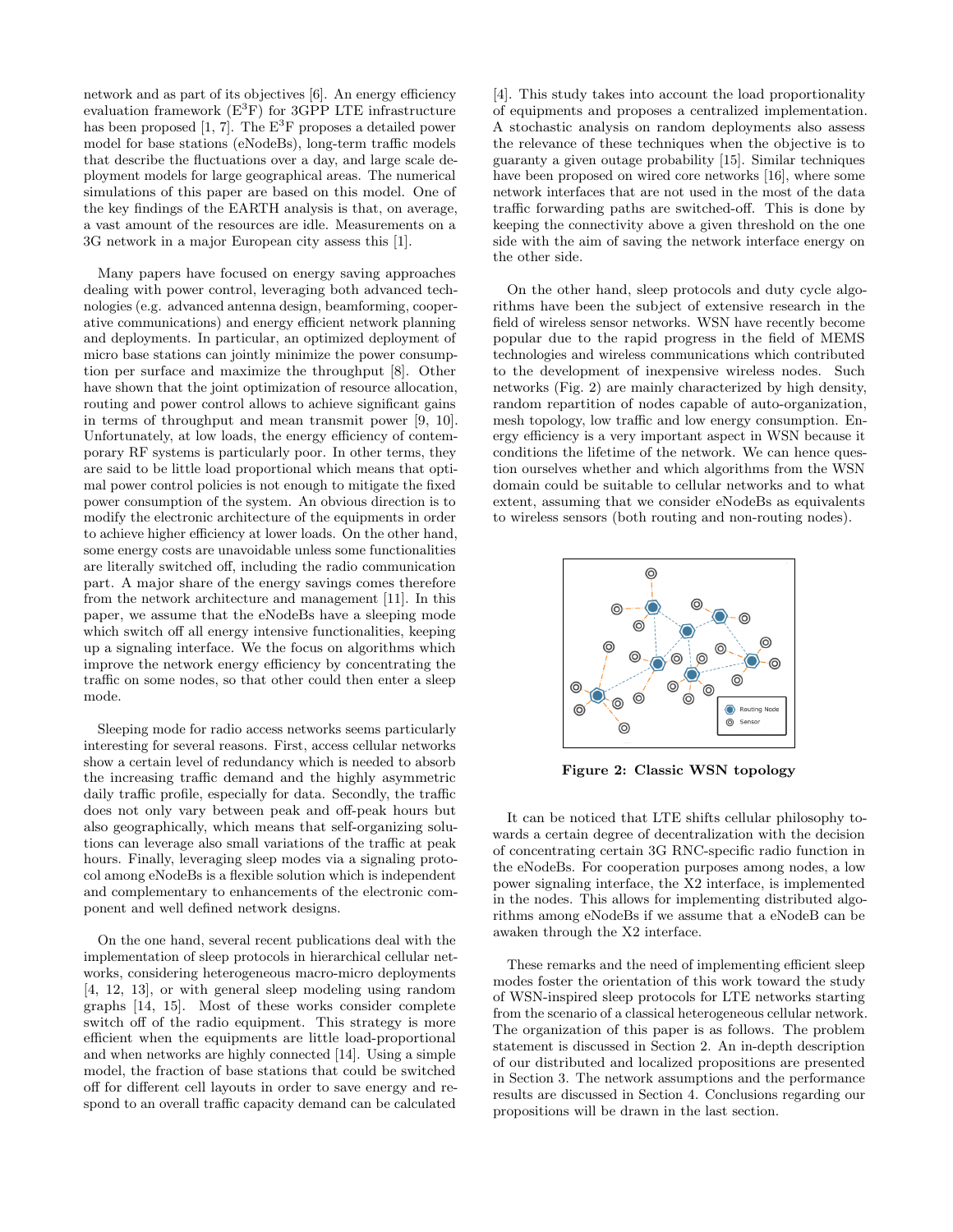network and as part of its objectives [6]. An energy efficiency evaluation framework ($E^3F$) for 3GPP LTE infrastructure has been proposed [1, 7]. The $E^3F$ proposes a detailed power model for base stations (eNodeBs), long-term traffic models that describe the fluctuations over a day, and large scale deployment models for large geographical areas. The numerical simulations of this paper are based on this model. One of the key findings of the EARTH analysis is that, on average, a vast amount of the resources are idle. Measurements on a 3G network in a major European city assess this [1].

Many papers have focused on energy saving approaches dealing with power control, leveraging both advanced technologies (e.g. advanced antenna design, beamforming, cooperative communications) and energy efficient network planning and deployments. In particular, an optimized deployment of micro base stations can jointly minimize the power consumption per surface and maximize the throughput [8]. Other have shown that the joint optimization of resource allocation, routing and power control allows to achieve significant gains in terms of throughput and mean transmit power [9, 10]. Unfortunately, at low loads, the energy efficiency of contemporary RF systems is particularly poor. In other terms, they are said to be little load proportional which means that optimal power control policies is not enough to mitigate the fixed power consumption of the system. An obvious direction is to modify the electronic architecture of the equipments in order to achieve higher efficiency at lower loads. On the other hand, some energy costs are unavoidable unless some functionalities are literally switched off, including the radio communication part. A major share of the energy savings comes therefore from the network architecture and management [11]. In this paper, we assume that the eNodeBs have a sleeping mode which switch off all energy intensive functionalities, keeping up a signaling interface. We the focus on algorithms which improve the network energy efficiency by concentrating the traffic on some nodes, so that other could then enter a sleep mode.

Sleeping mode for radio access networks seems particularly interesting for several reasons. First, access cellular networks show a certain level of redundancy which is needed to absorb the increasing traffic demand and the highly asymmetric daily traffic profile, especially for data. Secondly, the traffic does not only vary between peak and off-peak hours but also geographically, which means that self-organizing solutions can leverage also small variations of the traffic at peak hours. Finally, leveraging sleep modes via a signaling protocol among eNodeBs is a flexible solution which is independent and complementary to enhancements of the electronic component and well defined network designs.

On the one hand, several recent publications deal with the implementation of sleep protocols in hierarchical cellular networks, considering heterogeneous macro-micro deployments [4, 12, 13], or with general sleep modeling using random graphs [14, 15]. Most of these works consider complete switch off of the radio equipment. This strategy is more efficient when the equipments are little load-proportional and when networks are highly connected [14]. Using a simple model, the fraction of base stations that could be switched off for different cell layouts in order to save energy and respond to an overall traffic capacity demand can be calculated [4]. This study takes into account the load proportionality of equipments and proposes a centralized implementation. A stochastic analysis on random deployments also assess the relevance of these techniques when the objective is to guaranty a given outage probability [15]. Similar techniques have been proposed on wired core networks [16], where some network interfaces that are not used in the most of the data traffic forwarding paths are switched-off. This is done by keeping the connectivity above a given threshold on the one side with the aim of saving the network interface energy on the other side.

On the other hand, sleep protocols and duty cycle algorithms have been the subject of extensive research in the field of wireless sensor networks. WSN have recently become popular due to the rapid progress in the field of MEMS technologies and wireless communications which contributed to the development of inexpensive wireless nodes. Such networks (Fig. 2) are mainly characterized by high density, random repartition of nodes capable of auto-organization, mesh topology, low traffic and low energy consumption. Energy efficiency is a very important aspect in WSN because it conditions the lifetime of the network. We can hence question ourselves whether and which algorithms from the WSN domain could be suitable to cellular networks and to what extent, assuming that we consider eNodeBs as equivalents to wireless sensors (both routing and non-routing nodes).

**Figure 2: Classic WSN topology**

It can be noticed that LTE shifts cellular philosophy towards a certain degree of decentralization with the decision of concentrating certain 3G RNC-specific radio function in the eNodeBs. For cooperation purposes among nodes, a low power signaling interface, the X2 interface, is implemented in the nodes. This allows for implementing distributed algorithms among eNodeBs if we assume that a eNodeB can be awaken through the X2 interface.

These remarks and the need of implementing efficient sleep modes foster the orientation of this work toward the study of WSN-inspired sleep protocols for LTE networks starting from the scenario of a classical heterogeneous cellular network. The organization of this paper is as follows. The problem statement is discussed in Section 2. An in-depth description of our distributed and localized propositions are presented in Section 3. The network assumptions and the performance results are discussed in Section 4. Conclusions regarding our propositions will be drawn in the last section.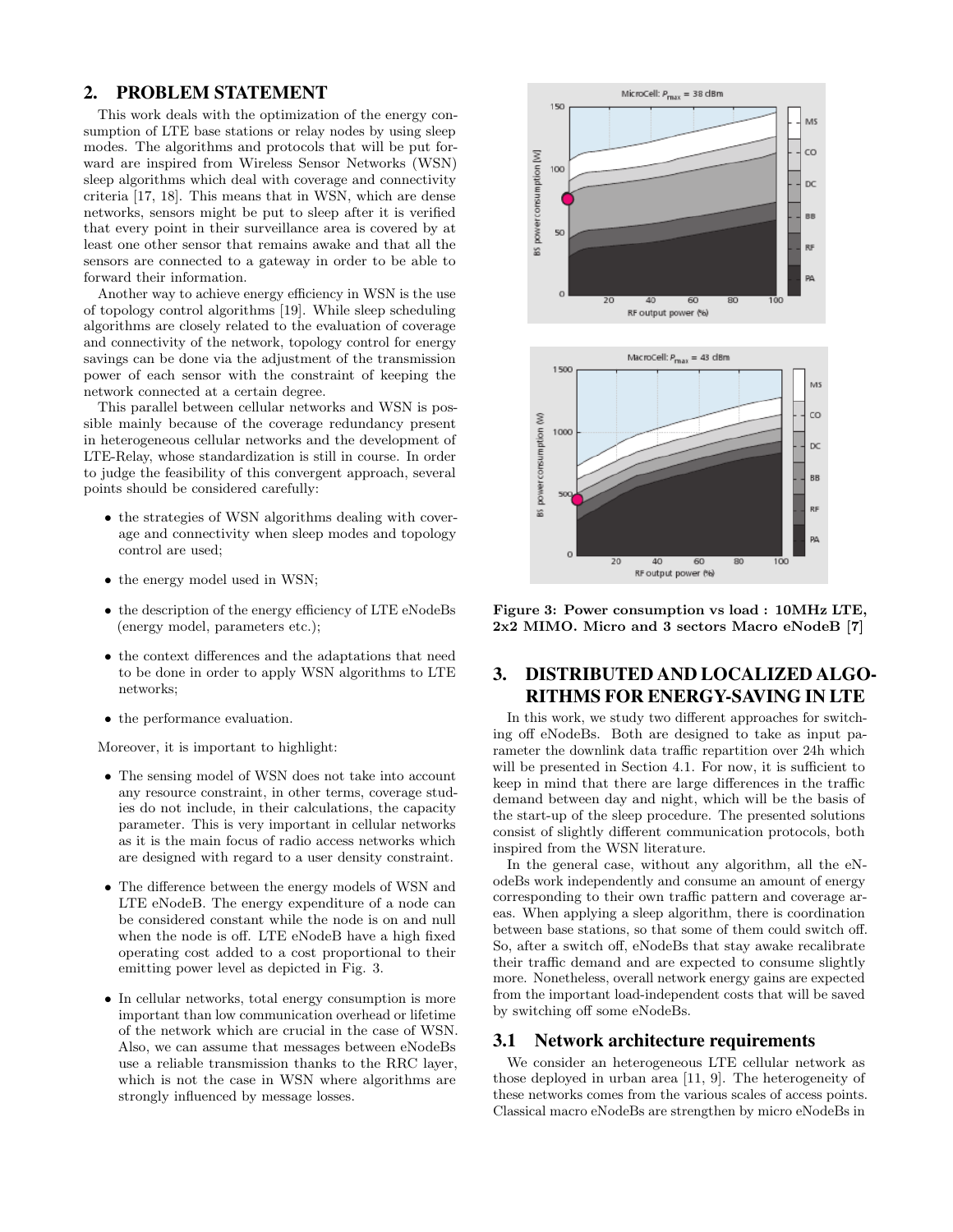## 2. PROBLEM STATEMENT

This work deals with the optimization of the energy consumption of LTE base stations or relay nodes by using sleep modes. The algorithms and protocols that will be put forward are inspired from Wireless Sensor Networks (WSN) sleep algorithms which deal with coverage and connectivity criteria [17, 18]. This means that in WSN, which are dense networks, sensors might be put to sleep after it is verified that every point in their surveillance area is covered by at least one other sensor that remains awake and that all the sensors are connected to a gateway in order to be able to forward their information.

Another way to achieve energy efficiency in WSN is the use of topology control algorithms [19]. While sleep scheduling algorithms are closely related to the evaluation of coverage and connectivity of the network, topology control for energy savings can be done via the adjustment of the transmission power of each sensor with the constraint of keeping the network connected at a certain degree.

This parallel between cellular networks and WSN is possible mainly because of the coverage redundancy present in heterogeneous cellular networks and the development of LTE-Relay, whose standardization is still in course. In order to judge the feasibility of this convergent approach, several points should be considered carefully:

- the strategies of WSN algorithms dealing with coverage and connectivity when sleep modes and topology control are used;
- the energy model used in WSN;
- the description of the energy efficiency of LTE eNodeBs (energy model, parameters etc.);
- the context differences and the adaptations that need to be done in order to apply WSN algorithms to LTE networks;
- the performance evaluation.

Moreover, it is important to highlight:

- The sensing model of WSN does not take into account any resource constraint, in other terms, coverage studies do not include, in their calculations, the capacity parameter. This is very important in cellular networks as it is the main focus of radio access networks which are designed with regard to a user density constraint.
- The difference between the energy models of WSN and LTE eNodeB. The energy expenditure of a node can be considered constant while the node is on and null when the node is off. LTE eNodeB have a high fixed operating cost added to a cost proportional to their emitting power level as depicted in Fig. 3.
- In cellular networks, total energy consumption is more important than low communication overhead or lifetime of the network which are crucial in the case of WSN. Also, we can assume that messages between eNodeBs use a reliable transmission thanks to the RRC layer, which is not the case in WSN where algorithms are strongly influenced by message losses.

**Figure 3: Power consumption vs load : 10MHz LTE, 2x2 MIMO. Micro and 3 sectors Macro eNodeB [7]**

## 3. DISTRIBUTED AND LOCALIZED ALGORITHMS FOR ENERGY-SAVING IN LTE

In this work, we study two different approaches for switching off eNodeBs. Both are designed to take as input parameter the downlink data traffic repartition over 24h which will be presented in Section 4.1. For now, it is sufficient to keep in mind that there are large differences in the traffic demand between day and night, which will be the basis of the start-up of the sleep procedure. The presented solutions consist of slightly different communication protocols, both inspired from the WSN literature.

In the general case, without any algorithm, all the eNodeBs work independently and consume an amount of energy corresponding to their own traffic pattern and coverage areas. When applying a sleep algorithm, there is coordination between base stations, so that some of them could switch off. So, after a switch off, eNodeBs that stay awake recalibrate their traffic demand and are expected to consume slightly more. Nonetheless, overall network energy gains are expected from the important load-independent costs that will be saved by switching off some eNodeBs.

### 3.1 Network architecture requirements

We consider an heterogeneous LTE cellular network as those deployed in urban area [11, 9]. The heterogeneity of these networks comes from the various scales of access points. Classical macro eNodeBs are strengthen by micro eNodeBs in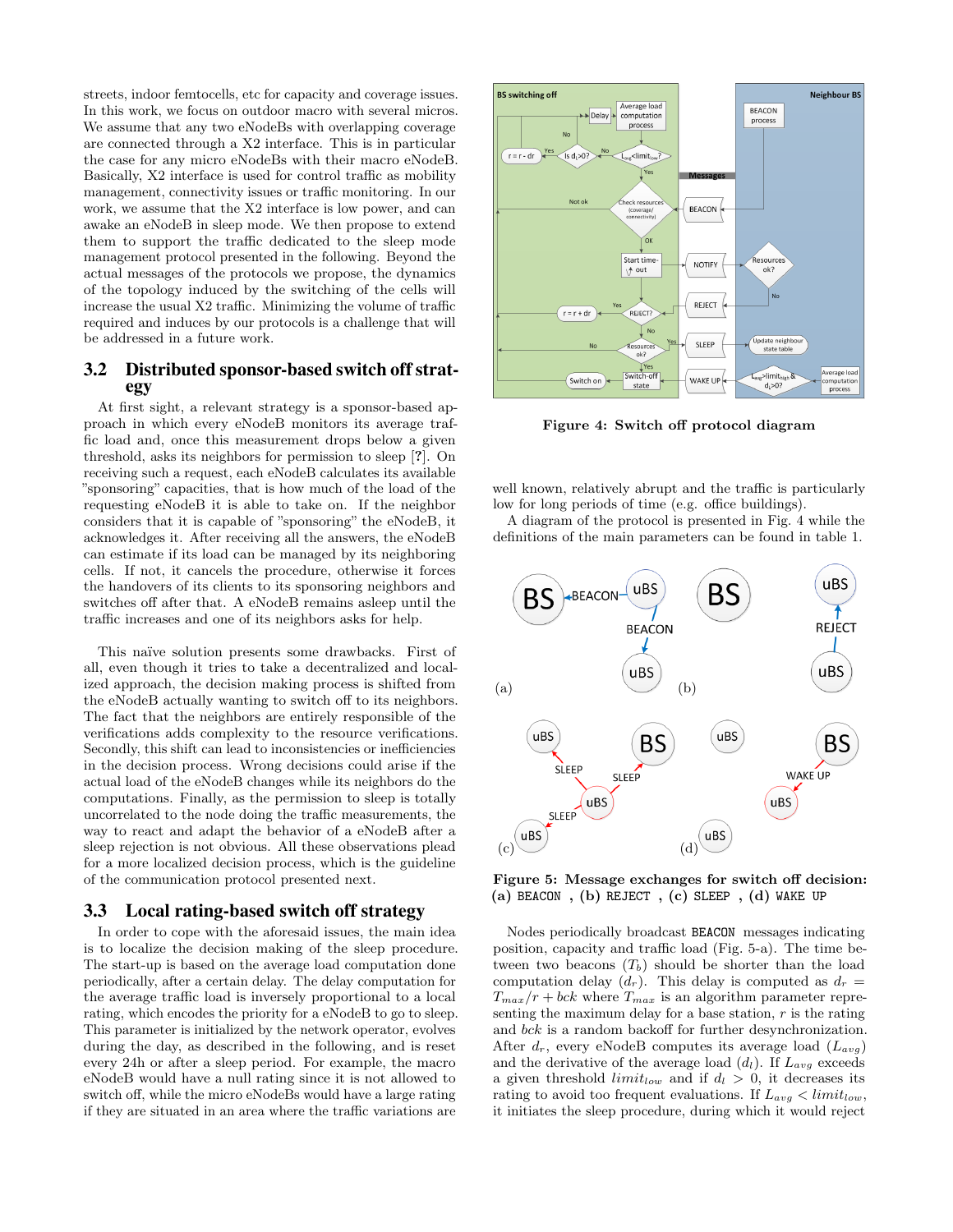streets, indoor femtocells, etc for capacity and coverage issues. In this work, we focus on outdoor macro with several micros. We assume that any two eNodeBs with overlapping coverage are connected through a X2 interface. This is in particular the case for any micro eNodeBs with their macro eNodeB. Basically, X2 interface is used for control traffic as mobility management, connectivity issues or traffic monitoring. In our work, we assume that the X2 interface is low power, and can awake an eNodeB in sleep mode. We then propose to extend them to support the traffic dedicated to the sleep mode management protocol presented in the following. Beyond the actual messages of the protocols we propose, the dynamics of the topology induced by the switching of the cells will increase the usual X2 traffic. Minimizing the volume of traffic required and induces by our protocols is a challenge that will be addressed in a future work.

## 3.2 Distributed sponsor-based switch off strategy

At first sight, a relevant strategy is a sponsor-based approach in which every eNodeB monitors its average traffic load and, once this measurement drops below a given threshold, asks its neighbors for permission to sleep [?]. On receiving such a request, each eNodeB calculates its available "sponsoring" capacities, that is how much of the load of the requesting eNodeB it is able to take on. If the neighbor considers that it is capable of "sponsoring" the eNodeB, it acknowledges it. After receiving all the answers, the eNodeB can estimate if its load can be managed by its neighboring cells. If not, it cancels the procedure, otherwise it forces the handovers of its clients to its sponsoring neighbors and switches off after that. A eNodeB remains asleep until the traffic increases and one of its neighbors asks for help.

This naïve solution presents some drawbacks. First of all, even though it tries to take a decentralized and localized approach, the decision making process is shifted from the eNodeB actually wanting to switch off to its neighbors. The fact that the neighbors are entirely responsible of the verifications adds complexity to the resource verifications. Secondly, this shift can lead to inconsistencies or inefficiencies in the decision process. Wrong decisions could arise if the actual load of the eNodeB changes while its neighbors do the computations. Finally, as the permission to sleep is totally uncorrelated to the node doing the traffic measurements, the way to react and adapt the behavior of a eNodeB after a sleep rejection is not obvious. All these observations plead for a more localized decision process, which is the guideline of the communication protocol presented next.

## 3.3 Local rating-based switch off strategy

In order to cope with the aforesaid issues, the main idea is to localize the decision making of the sleep procedure. The start-up is based on the average load computation done periodically, after a certain delay. The delay computation for the average traffic load is inversely proportional to a local rating, which encodes the priority for a eNodeB to go to sleep. This parameter is initialized by the network operator, evolves during the day, as described in the following, and is reset every 24h or after a sleep period. For example, the macro eNodeB would have a null rating since it is not allowed to switch off, while the micro eNodeBs would have a large rating if they are situated in an area where the traffic variations are well known, relatively abrupt and the traffic is particularly low for long periods of time (e.g. office buildings).

**Figure 4: Switch off protocol diagram**

A diagram of the protocol is presented in Fig. 4 while the definitions of the main parameters can be found in table 1.

**Figure 5: Message exchanges for switch off decision: (a) BEACON , (b) REJECT , (c) SLEEP , (d) WAKE UP**

Nodes periodically broadcast BEACON messages indicating position, capacity and traffic load (Fig. 5-a). The time between two beacons ($T_b$) should be shorter than the load computation delay ($d_r$). This delay is computed as $d_r = T_{max}/r + bck$ where $T_{max}$ is an algorithm parameter representing the maximum delay for a base station, $r$ is the rating and $bck$ is a random backoff for further desynchronization. After $d_r$, every eNodeB computes its average load ($L_{avg}$) and the derivative of the average load ($d_l$). If $L_{avg}$ exceeds a given threshold $limit_{low}$ and if $d_l > 0$, it decreases its rating to avoid too frequent evaluations. If $L_{avg} < limit_{low}$, it initiates the sleep procedure, during which it would reject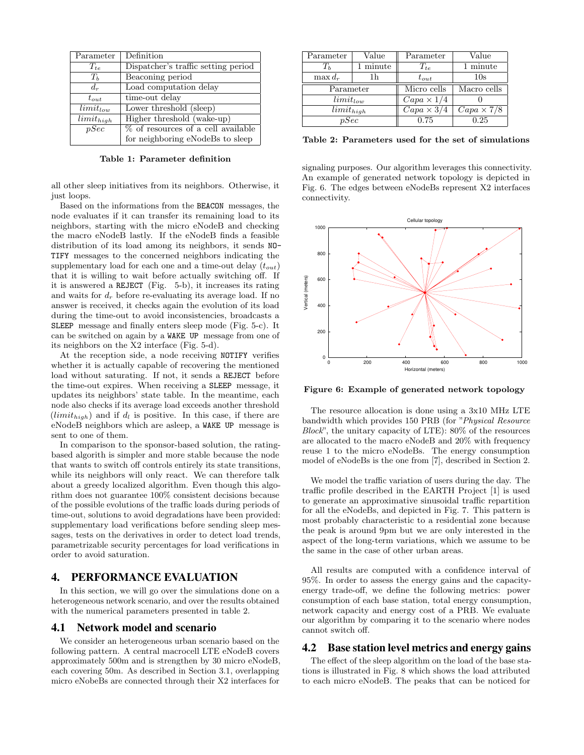| Parameter | Definition |
|---|---|
| $T_{te}$ | Dispatcher's traffic setting period |
| $T_b$ | Beaconing period |
| $d_r$ | Load computation delay |
| $t_{out}$ | time-out delay |
| $limit_{low}$ | Lower threshold (sleep) |
| $limit_{high}$ | Higher threshold (wake-up) |
| $pSec$ | % of resources of a cell available for neighboring eNodeBs to sleep |

**Table 1: Parameter definition**

all other sleep initiatives from its neighbors. Otherwise, it just loops.

Based on the informations from the `BEACON` messages, the node evaluates if it can transfer its remaining load to its neighbors, starting with the micro eNodeB and checking the macro eNodeB lastly. If the eNodeB finds a feasible distribution of its load among its neighbors, it sends `NOTIFY` messages to the concerned neighbors indicating the supplementary load for each one and a time-out delay ($t_{out}$) that it is willing to wait before actually switching off. If it is answered a `REJECT` (Fig. 5-b), it increases its rating and waits for $d_r$ before re-evaluating its average load. If no answer is received, it checks again the evolution of its load during the time-out to avoid inconsistencies, broadcasts a `SLEEP` message and finally enters sleep mode (Fig. 5-c). It can be switched on again by a `WAKE UP` message from one of its neighbors on the X2 interface (Fig. 5-d).

At the reception side, a node receiving `NOTIFY` verifies whether it is actually capable of recovering the mentioned load without saturating. If not, it sends a `REJECT` before the time-out expires. When receiving a `SLEEP` message, it updates its neighbors' state table. In the meantime, each node also checks if its average load exceeds another threshold ($limit_{high}$) and if $d_l$ is positive. In this case, if there are eNodeB neighbors which are asleep, a `WAKE UP` message is sent to one of them.

In comparison to the sponsor-based solution, the rating-based algorith is simpler and more stable because the node that wants to switch off controls entirely its state transitions, while its neighbors will only react. We can therefore talk about a greedy localized algorithm. Even though this algorithm does not guarantee 100% consistent decisions because of the possible evolutions of the traffic loads during periods of time-out, solutions to avoid degradations have been provided: supplementary load verifications before sending sleep messages, tests on the derivatives in order to detect load trends, parametrizable security percentages for load verifications in order to avoid saturation.

# 4. PERFORMANCE EVALUATION

In this section, we will go over the simulations done on a heterogeneous network scenario, and over the results obtained with the numerical parameters presented in table 2.

## 4.1 Network model and scenario

We consider an heterogeneous urban scenario based on the following pattern. A central macrocell LTE eNodeB covers approximately 500m and is strengthen by 30 micro eNodeB, each covering 50m. As described in Section 3.1, overlapping micro eNobeBs are connected through their X2 interfaces for signaling purposes. Our algorithm leverages this connectivity. An example of generated network topology is depicted in Fig. 6. The edges between eNodeBs represent X2 interfaces connectivity.

| Parameter | Value | Parameter | Value |
|---|---|---|---|
| $T_b$ | 1 minute | $T_{te}$ | 1 minute |
| $\max d_r$ | 1h | $t_{out}$ | 10s |
| Parameter | | Micro cells | Macro cells |
| $limit_{low}$ | | $Capa \times 1/4$ | 0 |
| $limit_{high}$ | | $Capa \times 3/4$ | $Capa \times 7/8$ |
| $pSec$ | | 0.75 | 0.25 |

**Table 2: Parameters used for the set of simulations**

**Figure 6: Example of generated network topology**

The resource allocation is done using a 3x10 MHz LTE bandwidth which provides 150 PRB (for "*Physical Resource Block*", the unitary capacity of LTE): 80% of the resources are allocated to the macro eNodeB and 20% with frequency reuse 1 to the micro eNodeBs. The energy consumption model of eNodeBs is the one from [7], described in Section 2.

We model the traffic variation of users during the day. The traffic profile described in the EARTH Project [1] is used to generate an approximative sinusoidal traffic repartition for all the eNodeBs, and depicted in Fig. 7. This pattern is most probably characteristic to a residential zone because the peak is around 9pm but we are only interested in the aspect of the long-term variations, which we assume to be the same in the case of other urban areas.

All results are computed with a confidence interval of 95%. In order to assess the energy gains and the capacity-energy trade-off, we define the following metrics: power consumption of each base station, total energy consumption, network capacity and energy cost of a PRB. We evaluate our algorithm by comparing it to the scenario where nodes cannot switch off.

## 4.2 Base station level metrics and energy gains

The effect of the sleep algorithm on the load of the base stations is illustrated in Fig. 8 which shows the load attributed to each micro eNodeB. The peaks that can be noticed for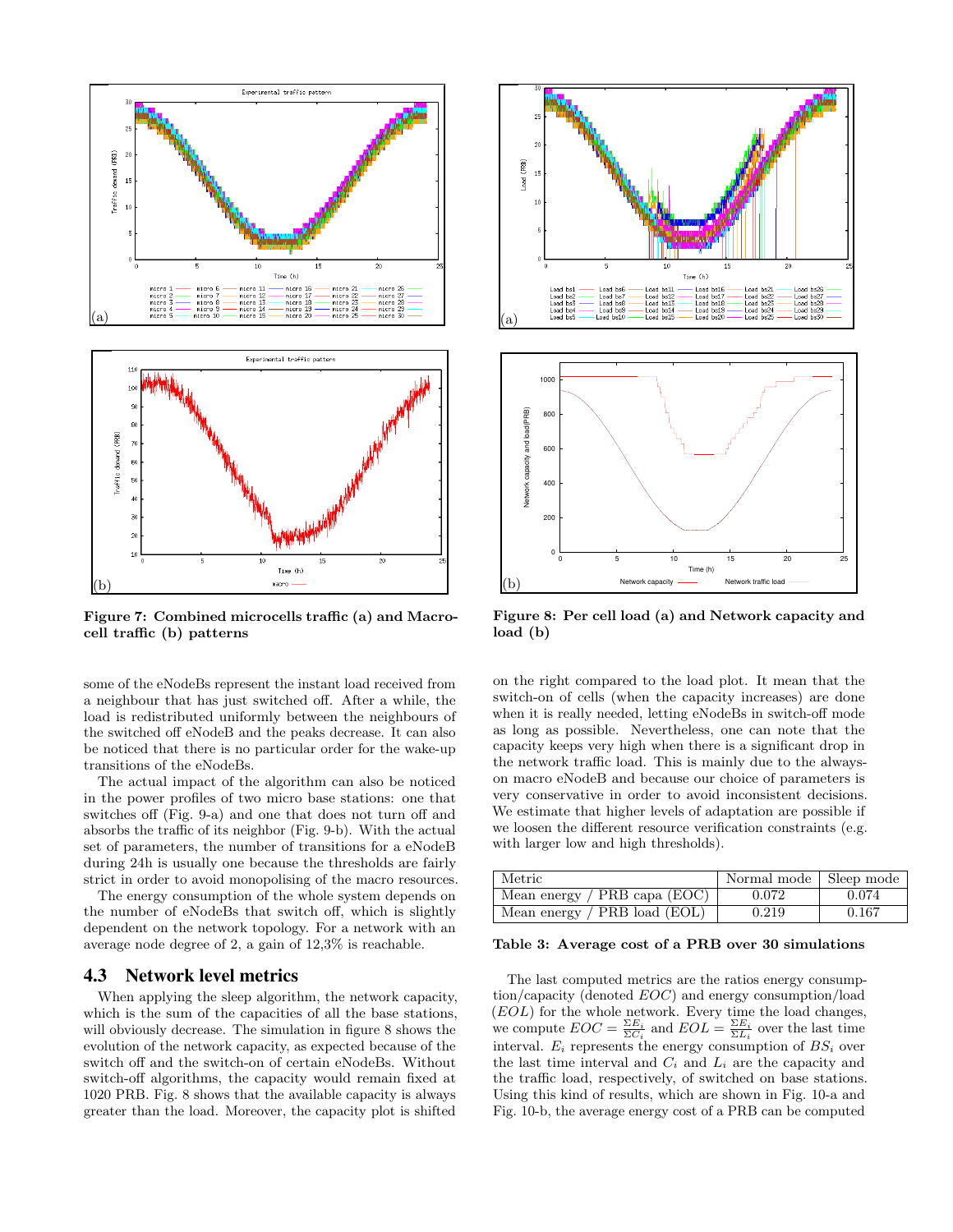Figure 7: Combined microcells traffic (a) and Macrocell traffic (b) patterns

Figure 8: Per cell load (a) and Network capacity and load (b)

some of the eNodeBs represent the instant load received from a neighbour that has just switched off. After a while, the load is redistributed uniformly between the neighbours of the switched off eNodeB and the peaks decrease. It can also be noticed that there is no particular order for the wake-up transitions of the eNodeBs.

The actual impact of the algorithm can also be noticed in the power profiles of two micro base stations: one that switches off (Fig. 9-a) and one that does not turn off and absorbs the traffic of its neighbor (Fig. 9-b). With the actual set of parameters, the number of transitions for a eNodeB during 24h is usually one because the thresholds are fairly strict in order to avoid monopolising of the macro resources.

The energy consumption of the whole system depends on the number of eNodeBs that switch off, which is slightly dependent on the network topology. For a network with an average node degree of 2, a gain of 12,3% is reachable.

## 4.3 Network level metrics

When applying the sleep algorithm, the network capacity, which is the sum of the capacities of all the base stations, will obviously decrease. The simulation in figure 8 shows the evolution of the network capacity, as expected because of the switch off and the switch-on of certain eNodeBs. Without switch-off algorithms, the capacity would remain fixed at 1020 PRB. Fig. 8 shows that the available capacity is always greater than the load. Moreover, the capacity plot is shifted on the right compared to the load plot. It mean that the switch-on of cells (when the capacity increases) are done when it is really needed, letting eNodeBs in switch-off mode as long as possible. Nevertheless, one can note that the capacity keeps very high when there is a significant drop in the network traffic load. This is mainly due to the always-on macro eNodeB and because our choice of parameters is very conservative in order to avoid inconsistent decisions. We estimate that higher levels of adaptation are possible if we loosen the different resource verification constraints (e.g. with larger low and high thresholds).

| Metric | Normal mode | Sleep mode |
|---|---|---|
| Mean energy / PRB capa (EOC) | 0.072 | 0.074 |
| Mean energy / PRB load (EOL) | 0.219 | 0.167 |

**Table 3: Average cost of a PRB over 30 simulations**

The last computed metrics are the ratios energy consumption/capacity (denoted $EOC$) and energy consumption/load ($EOL$) for the whole network. Every time the load changes, we compute $EOC = \frac{\Sigma E_i}{\Sigma C_i}$ and $EOL = \frac{\Sigma E_i}{\Sigma L_i}$ over the last time interval. $E_i$ represents the energy consumption of $BS_i$ over the last time interval and $C_i$ and $L_i$ are the capacity and the traffic load, respectively, of switched on base stations. Using this kind of results, which are shown in Fig. 10-a and Fig. 10-b, the average energy cost of a PRB can be computed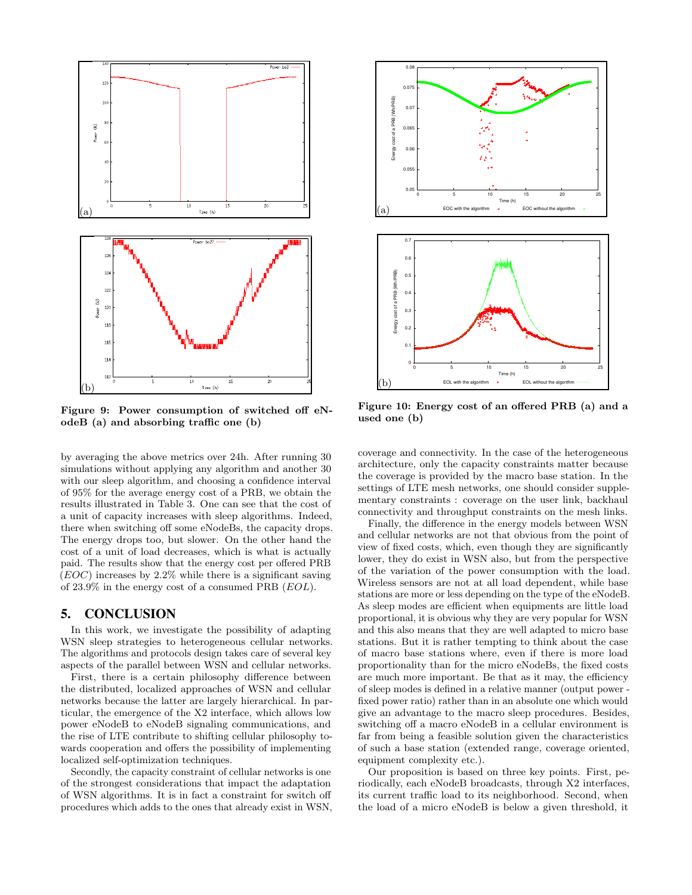Figure 9: Power consumption of switched off eNodeB (a) and absorbing traffic one (b)

Figure 10: Energy cost of an offered PRB (a) and a used one (b)

by averaging the above metrics over 24h. After running 30 simulations without applying any algorithm and another 30 with our sleep algorithm, and choosing a confidence interval of 95% for the average energy cost of a PRB, we obtain the results illustrated in Table 3. One can see that the cost of a unit of capacity increases with sleep algorithms. Indeed, there when switching off some eNodeBs, the capacity drops. The energy drops too, but slower. On the other hand the cost of a unit of load decreases, which is what is actually paid. The results show that the energy cost per offered PRB ($EOC$) increases by 2.2% while there is a significant saving of 23.9% in the energy cost of a consumed PRB ($EOL$).

## 5. CONCLUSION

In this work, we investigate the possibility of adapting WSN sleep strategies to heterogeneous cellular networks. The algorithms and protocols design takes care of several key aspects of the parallel between WSN and cellular networks.

First, there is a certain philosophy difference between the distributed, localized approaches of WSN and cellular networks because the latter are largely hierarchical. In particular, the emergence of the X2 interface, which allows low power eNodeB to eNodeB signaling communications, and the rise of LTE contribute to shifting cellular philosophy towards cooperation and offers the possibility of implementing localized self-optimization techniques.

Secondly, the capacity constraint of cellular networks is one of the strongest considerations that impact the adaptation of WSN algorithms. It is in fact a constraint for switch off procedures which adds to the ones that already exist in WSN, coverage and connectivity. In the case of the heterogeneous architecture, only the capacity constraints matter because the coverage is provided by the macro base station. In the settings of LTE mesh networks, one should consider supplementary constraints : coverage on the user link, backhaul connectivity and throughput constraints on the mesh links.

Finally, the difference in the energy models between WSN and cellular networks are not that obvious from the point of view of fixed costs, which, even though they are significantly lower, they do exist in WSN also, but from the perspective of the variation of the power consumption with the load. Wireless sensors are not at all load dependent, while base stations are more or less depending on the type of the eNodeB. As sleep modes are efficient when equipments are little load proportional, it is obvious why they are very popular for WSN and this also means that they are well adapted to micro base stations. But it is rather tempting to think about the case of macro base stations where, even if there is more load proportionality than for the micro eNodeBs, the fixed costs are much more important. Be that as it may, the efficiency of sleep modes is defined in a relative manner (output power - fixed power ratio) rather than in an absolute one which would give an advantage to the macro sleep procedures. Besides, switching off a macro eNodeB in a cellular environment is far from being a feasible solution given the characteristics of such a base station (extended range, coverage oriented, equipment complexity etc.).

Our proposition is based on three key points. First, periodically, each eNodeB broadcasts, through X2 interfaces, its current traffic load to its neighborhood. Second, when the load of a micro eNodeB is below a given threshold, it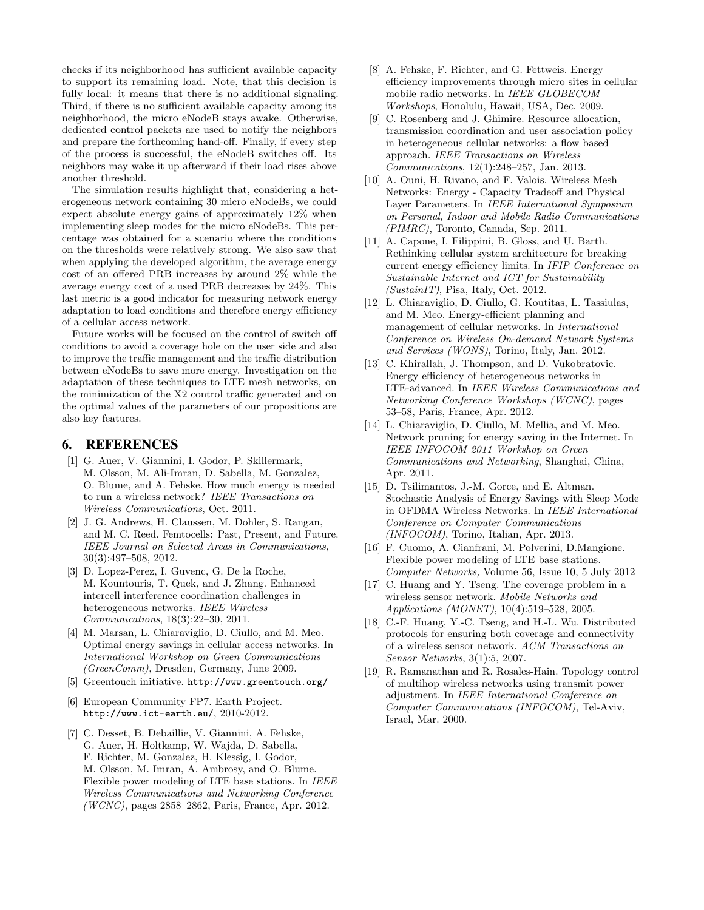checks if its neighborhood has sufficient available capacity to support its remaining load. Note, that this decision is fully local: it means that there is no additional signaling. Third, if there is no sufficient available capacity among its neighborhood, the micro eNodeB stays awake. Otherwise, dedicated control packets are used to notify the neighbors and prepare the forthcoming hand-off. Finally, if every step of the process is successful, the eNodeB switches off. Its neighbors may wake it up afterward if their load rises above another threshold.

The simulation results highlight that, considering a heterogeneous network containing 30 micro eNodeBs, we could expect absolute energy gains of approximately 12% when implementing sleep modes for the micro eNodeBs. This percentage was obtained for a scenario where the conditions on the thresholds were relatively strong. We also saw that when applying the developed algorithm, the average energy cost of an offered PRB increases by around 2% while the average energy cost of a used PRB decreases by 24%. This last metric is a good indicator for measuring network energy adaptation to load conditions and therefore energy efficiency of a cellular access network.

Future works will be focused on the control of switch off conditions to avoid a coverage hole on the user side and also to improve the traffic management and the traffic distribution between eNodeBs to save more energy. Investigation on the adaptation of these techniques to LTE mesh networks, on the minimization of the X2 control traffic generated and on the optimal values of the parameters of our propositions are also key features.

# 6. REFERENCES

[1] G. Auer, V. Giannini, I. Godor, P. Skillermark, M. Olsson, M. Ali-Imran, D. Sabella, M. Gonzalez, O. Blume, and A. Fehske. How much energy is needed to run a wireless network? *IEEE Transactions on Wireless Communications*, Oct. 2011.

[2] J. G. Andrews, H. Claussen, M. Dohler, S. Rangan, and M. C. Reed. Femtocells: Past, Present, and Future. *IEEE Journal on Selected Areas in Communications*, 30(3):497–508, 2012.

[3] D. Lopez-Perez, I. Guvenc, G. De la Roche, M. Kountouris, T. Quek, and J. Zhang. Enhanced intercell interference coordination challenges in heterogeneous networks. *IEEE Wireless Communications*, 18(3):22–30, 2011.

[4] M. Marsan, L. Chiaraviglio, D. Ciullo, and M. Meo. Optimal energy savings in cellular access networks. In *International Workshop on Green Communications (GreenComm)*, Dresden, Germany, June 2009.

[5] Greentouch initiative. http://www.greentouch.org/

[6] European Community FP7. Earth Project. http://www.ict-earth.eu/, 2010-2012.

[7] C. Desset, B. Debaillie, V. Giannini, A. Fehske, G. Auer, H. Holtkamp, W. Wajda, D. Sabella, F. Richter, M. Gonzalez, H. Klessig, I. Godor, M. Olsson, M. Imran, A. Ambrosy, and O. Blume. Flexible power modeling of LTE base stations. In *IEEE Wireless Communications and Networking Conference (WCNC)*, pages 2858–2862, Paris, France, Apr. 2012.

[8] A. Fehske, F. Richter, and G. Fettweis. Energy efficiency improvements through micro sites in cellular mobile radio networks. In *IEEE GLOBECOM Workshops*, Honolulu, Hawaii, USA, Dec. 2009.

[9] C. Rosenberg and J. Ghimire. Resource allocation, transmission coordination and user association policy in heterogeneous cellular networks: a flow based approach. *IEEE Transactions on Wireless Communications*, 12(1):248–257, Jan. 2013.

[10] A. Ouni, H. Rivano, and F. Valois. Wireless Mesh Networks: Energy - Capacity Tradeoff and Physical Layer Parameters. In *IEEE International Symposium on Personal, Indoor and Mobile Radio Communications (PIMRC)*, Toronto, Canada, Sep. 2011.

[11] A. Capone, I. Filippini, B. Gloss, and U. Barth. Rethinking cellular system architecture for breaking current energy efficiency limits. In *IFIP Conference on Sustainable Internet and ICT for Sustainability (SustainIT)*, Pisa, Italy, Oct. 2012.

[12] L. Chiaraviglio, D. Ciullo, G. Koutitas, L. Tassiulas, and M. Meo. Energy-efficient planning and management of cellular networks. In *International Conference on Wireless On-demand Network Systems and Services (WONS)*, Torino, Italy, Jan. 2012.

[13] C. Khirallah, J. Thompson, and D. Vukobratovic. Energy efficiency of heterogeneous networks in LTE-advanced. In *IEEE Wireless Communications and Networking Conference Workshops (WCNC)*, pages 53–58, Paris, France, Apr. 2012.

[14] L. Chiaraviglio, D. Ciullo, M. Mellia, and M. Meo. Network pruning for energy saving in the Internet. In *IEEE INFOCOM 2011 Workshop on Green Communications and Networking*, Shanghai, China, Apr. 2011.

[15] D. Tsilimantos, J.-M. Gorce, and E. Altman. Stochastic Analysis of Energy Savings with Sleep Mode in OFDMA Wireless Networks. In *IEEE International Conference on Computer Communications (INFOCOM)*, Torino, Italian, Apr. 2013.

[16] F. Cuomo, A. Cianfrani, M. Polverini, D.Mangione. Flexible power modeling of LTE base stations. *Computer Networks,* Volume 56, Issue 10, 5 July 2012

[17] C. Huang and Y. Tseng. The coverage problem in a wireless sensor network. *Mobile Networks and Applications (MONET)*, 10(4):519–528, 2005.

[18] C.-F. Huang, Y.-C. Tseng, and H.-L. Wu. Distributed protocols for ensuring both coverage and connectivity of a wireless sensor network. *ACM Transactions on Sensor Networks*, 3(1):5, 2007.

[19] R. Ramanathan and R. Rosales-Hain. Topology control of multihop wireless networks using transmit power adjustment. In *IEEE International Conference on Computer Communications (INFOCOM)*, Tel-Aviv, Israel, Mar. 2000.